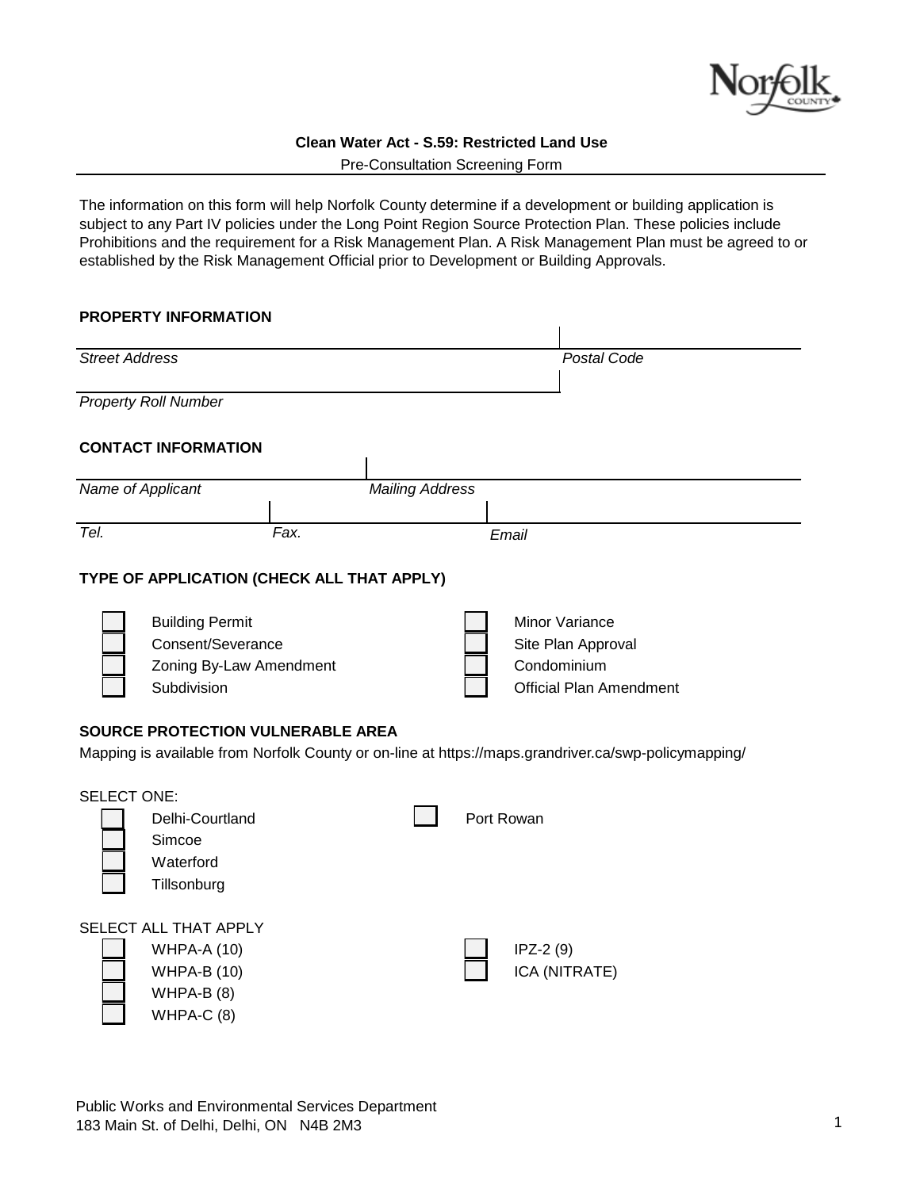Norfolk COUNTY

## Clean Water Act - S.59: Restricted Land Use

Pre-Consultation Screening Form

The information on this form will help Norfolk County determine if a development or building application is subject to any Part IV policies under the Long Point Region Source Protection Plan. These policies include Prohibitions and the requirement for a Risk Management Plan. A Risk Management Plan must be agreed to or established by the Risk Management Official prior to Development or Building Approvals.

### PROPERTY INFORMATION

*Street Address* | *Postal Code*

*Property Roll Number*

### CONTACT INFORMATION

*Name of Applicant* | *Mailing Address*

*Tel.* | *Fax.* | *Email*

### TYPE OF APPLICATION (CHECK ALL THAT APPLY)

- ☐ Building Permit
- ☐ Consent/Severance
- ☐ Zoning By-Law Amendment
- ☐ Subdivision
- ☐ Minor Variance
- ☐ Site Plan Approval
- ☐ Condominium
- ☐ Official Plan Amendment

### SOURCE PROTECTION VULNERABLE AREA

Mapping is available from Norfolk County or on-line at https://maps.grandriver.ca/swp-policymapping/

SELECT ONE:

- ☐ Delhi-Courtland
- ☐ Simcoe
- ☐ Waterford
- ☐ Tillsonburg
- ☐ Port Rowan

SELECT ALL THAT APPLY

- ☐ WHPA-A (10)
- ☐ WHPA-B (10)
- ☐ WHPA-B (8)
- ☐ WHPA-C (8)
- ☐ IPZ-2 (9)
- ☐ ICA (NITRATE)

Public Works and Environmental Services Department
183 Main St. of Delhi, Delhi, ON N4B 2M3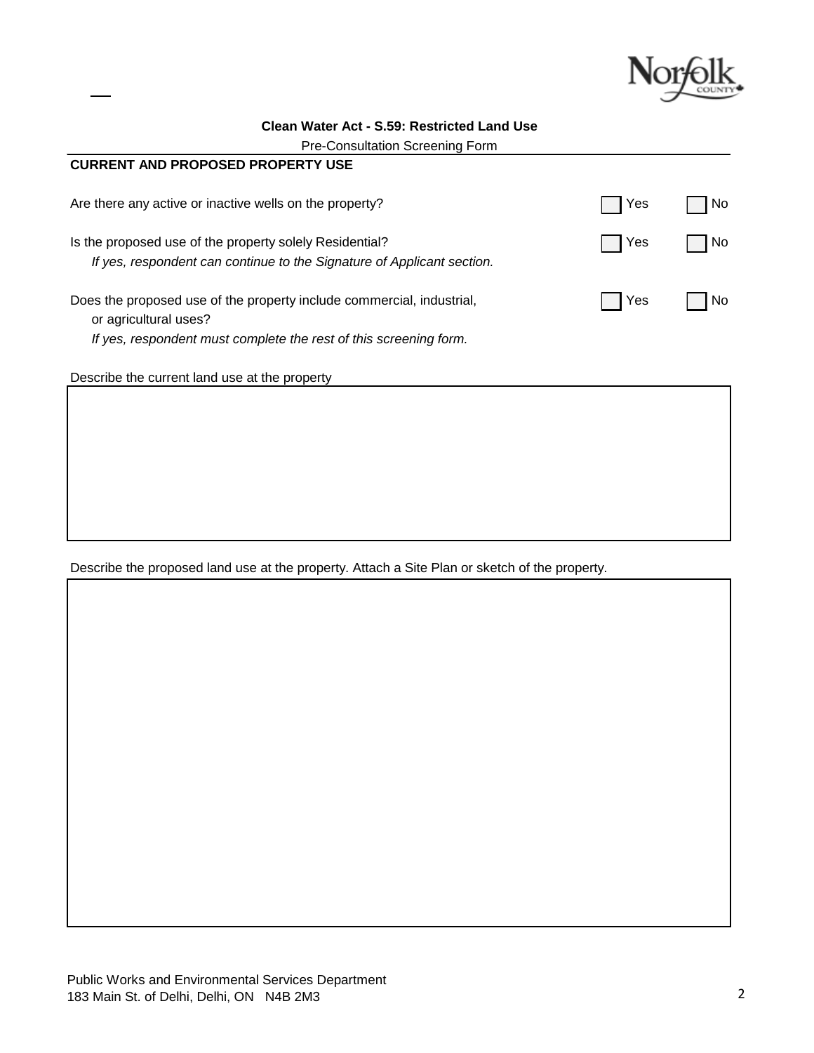**Clean Water Act - S.59: Restricted Land Use**

Pre-Consultation Screening Form

## CURRENT AND PROPOSED PROPERTY USE

Are there any active or inactive wells on the property? ☐ Yes ☐ No

Is the proposed use of the property solely Residential? ☐ Yes ☐ No
*If yes, respondent can continue to the Signature of Applicant section.*

Does the proposed use of the property include commercial, industrial, or agricultural uses? ☐ Yes ☐ No
*If yes, respondent must complete the rest of this screening form.*

Describe the current land use at the property

|  |
|---|
|  |

Describe the proposed land use at the property. Attach a Site Plan or sketch of the property.

|  |
|---|
|  |

Public Works and Environmental Services Department
183 Main St. of Delhi, Delhi, ON N4B 2M3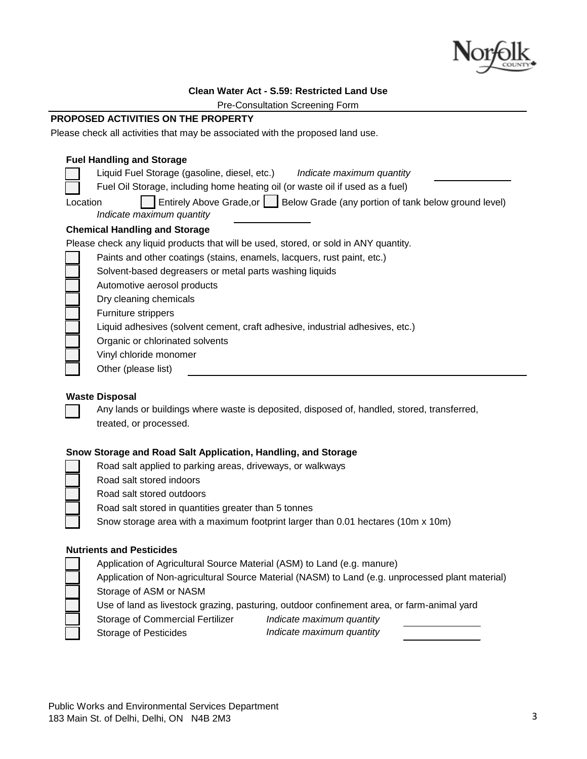**Clean Water Act - S.59: Restricted Land Use**

Pre-Consultation Screening Form

## PROPOSED ACTIVITIES ON THE PROPERTY

Please check all activities that may be associated with the proposed land use.

### Fuel Handling and Storage

- [ ] Liquid Fuel Storage (gasoline, diesel, etc.) *Indicate maximum quantity* ______________
- [ ] Fuel Oil Storage, including home heating oil (or waste oil if used as a fuel)

Location [ ] Entirely Above Grade,or [ ] Below Grade (any portion of tank below ground level)

*Indicate maximum quantity* ______________

### Chemical Handling and Storage

Please check any liquid products that will be used, stored, or sold in ANY quantity.

- [ ] Paints and other coatings (stains, enamels, lacquers, rust paint, etc.)
- [ ] Solvent-based degreasers or metal parts washing liquids
- [ ] Automotive aerosol products
- [ ] Dry cleaning chemicals
- [ ] Furniture strippers
- [ ] Liquid adhesives (solvent cement, craft adhesive, industrial adhesives, etc.)
- [ ] Organic or chlorinated solvents
- [ ] Vinyl chloride monomer
- [ ] Other (please list) ______________________________________________

### Waste Disposal

- [ ] Any lands or buildings where waste is deposited, disposed of, handled, stored, transferred, treated, or processed.

### Snow Storage and Road Salt Application, Handling, and Storage

- [ ] Road salt applied to parking areas, driveways, or walkways
- [ ] Road salt stored indoors
- [ ] Road salt stored outdoors
- [ ] Road salt stored in quantities greater than 5 tonnes
- [ ] Snow storage area with a maximum footprint larger than 0.01 hectares (10m x 10m)

### Nutrients and Pesticides

- [ ] Application of Agricultural Source Material (ASM) to Land (e.g. manure)
- [ ] Application of Non-agricultural Source Material (NASM) to Land (e.g. unprocessed plant material)
- [ ] Storage of ASM or NASM
- [ ] Use of land as livestock grazing, pasturing, outdoor confinement area, or farm-animal yard
- [ ] Storage of Commercial Fertilizer *Indicate maximum quantity* ______________
- [ ] Storage of Pesticides *Indicate maximum quantity* ______________

Public Works and Environmental Services Department
183 Main St. of Delhi, Delhi, ON N4B 2M3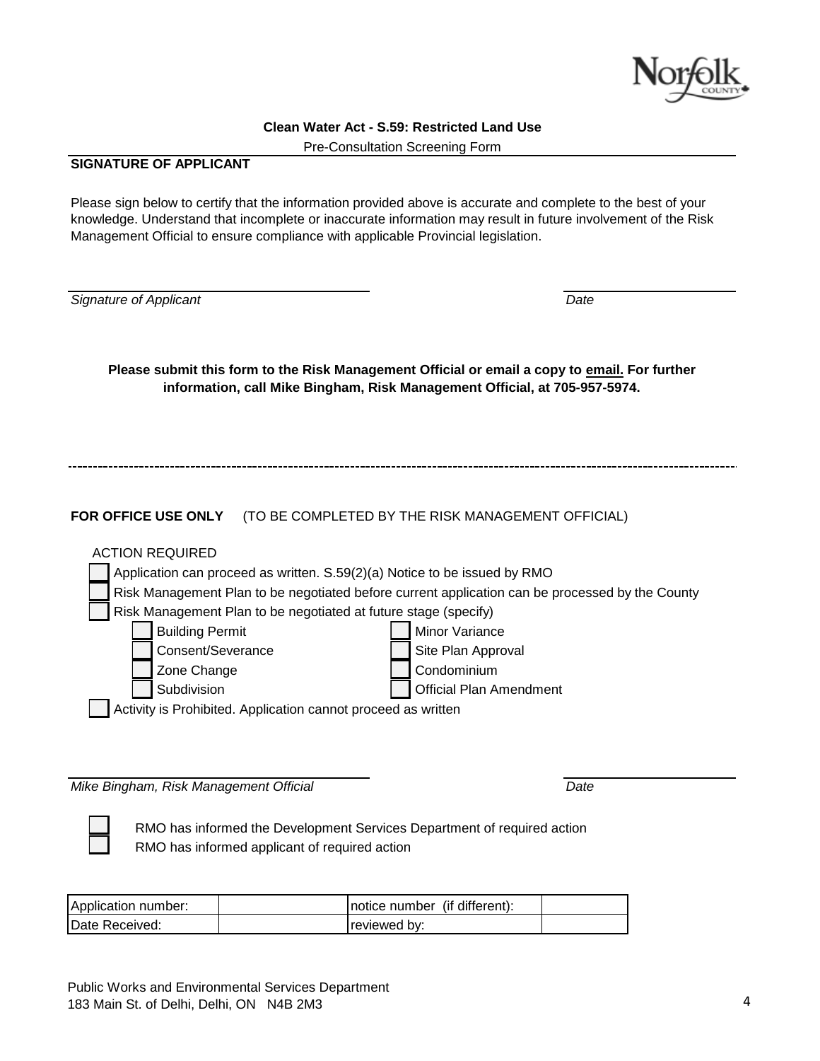**Clean Water Act - S.59: Restricted Land Use**

Pre-Consultation Screening Form

**SIGNATURE OF APPLICANT**

Please sign below to certify that the information provided above is accurate and complete to the best of your knowledge. Understand that incomplete or inaccurate information may result in future involvement of the Risk Management Official to ensure compliance with applicable Provincial legislation.

*Signature of Applicant* _______________________ *Date* _______________

**Please submit this form to the Risk Management Official or email a copy to email. For further information, call Mike Bingham, Risk Management Official, at 705-957-5974.**

---

**FOR OFFICE USE ONLY** (TO BE COMPLETED BY THE RISK MANAGEMENT OFFICIAL)

ACTION REQUIRED

- ☐ Application can proceed as written. S.59(2)(a) Notice to be issued by RMO
- ☐ Risk Management Plan to be negotiated before current application can be processed by the County
- ☐ Risk Management Plan to be negotiated at future stage (specify)
  - ☐ Building Permit
  - ☐ Minor Variance
  - ☐ Consent/Severance
  - ☐ Site Plan Approval
  - ☐ Zone Change
  - ☐ Condominium
  - ☐ Subdivision
  - ☐ Official Plan Amendment
- ☐ Activity is Prohibited. Application cannot proceed as written

*Mike Bingham, Risk Management Official* _______________________ *Date* _______________

- ☐ RMO has informed the Development Services Department of required action
- ☐ RMO has informed applicant of required action

| Application number: | | notice number (if different): | |
|---|---|---|---|
| Date Received: | | reviewed by: | |

Public Works and Environmental Services Department
183 Main St. of Delhi, Delhi, ON N4B 2M3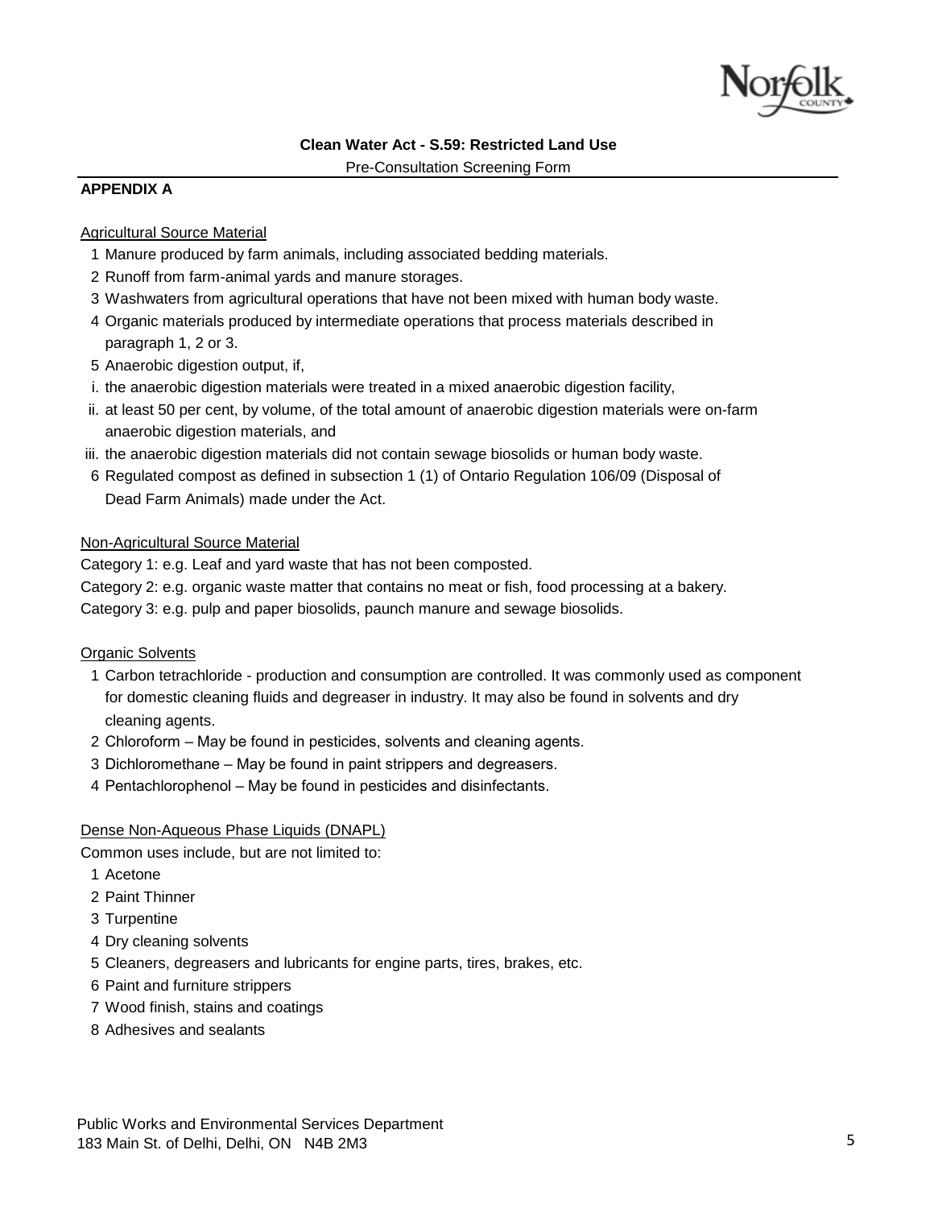**Clean Water Act - S.59: Restricted Land Use**

Pre-Consultation Screening Form

## APPENDIX A

Agricultural Source Material

1. Manure produced by farm animals, including associated bedding materials.
2. Runoff from farm-animal yards and manure storages.
3. Washwaters from agricultural operations that have not been mixed with human body waste.
4. Organic materials produced by intermediate operations that process materials described in paragraph 1, 2 or 3.
5. Anaerobic digestion output, if,
   - i. the anaerobic digestion materials were treated in a mixed anaerobic digestion facility,
   - ii. at least 50 per cent, by volume, of the total amount of anaerobic digestion materials were on-farm anaerobic digestion materials, and
   - iii. the anaerobic digestion materials did not contain sewage biosolids or human body waste.
6. Regulated compost as defined in subsection 1 (1) of Ontario Regulation 106/09 (Disposal of Dead Farm Animals) made under the Act.

Non-Agricultural Source Material

Category 1: e.g. Leaf and yard waste that has not been composted.

Category 2: e.g. organic waste matter that contains no meat or fish, food processing at a bakery.

Category 3: e.g. pulp and paper biosolids, paunch manure and sewage biosolids.

Organic Solvents

1. Carbon tetrachloride - production and consumption are controlled. It was commonly used as component for domestic cleaning fluids and degreaser in industry. It may also be found in solvents and dry cleaning agents.
2. Chloroform – May be found in pesticides, solvents and cleaning agents.
3. Dichloromethane – May be found in paint strippers and degreasers.
4. Pentachlorophenol – May be found in pesticides and disinfectants.

Dense Non-Aqueous Phase Liquids (DNAPL)

Common uses include, but are not limited to:

1. Acetone
2. Paint Thinner
3. Turpentine
4. Dry cleaning solvents
5. Cleaners, degreasers and lubricants for engine parts, tires, brakes, etc.
6. Paint and furniture strippers
7. Wood finish, stains and coatings
8. Adhesives and sealants

Public Works and Environmental Services Department
183 Main St. of Delhi, Delhi, ON N4B 2M3